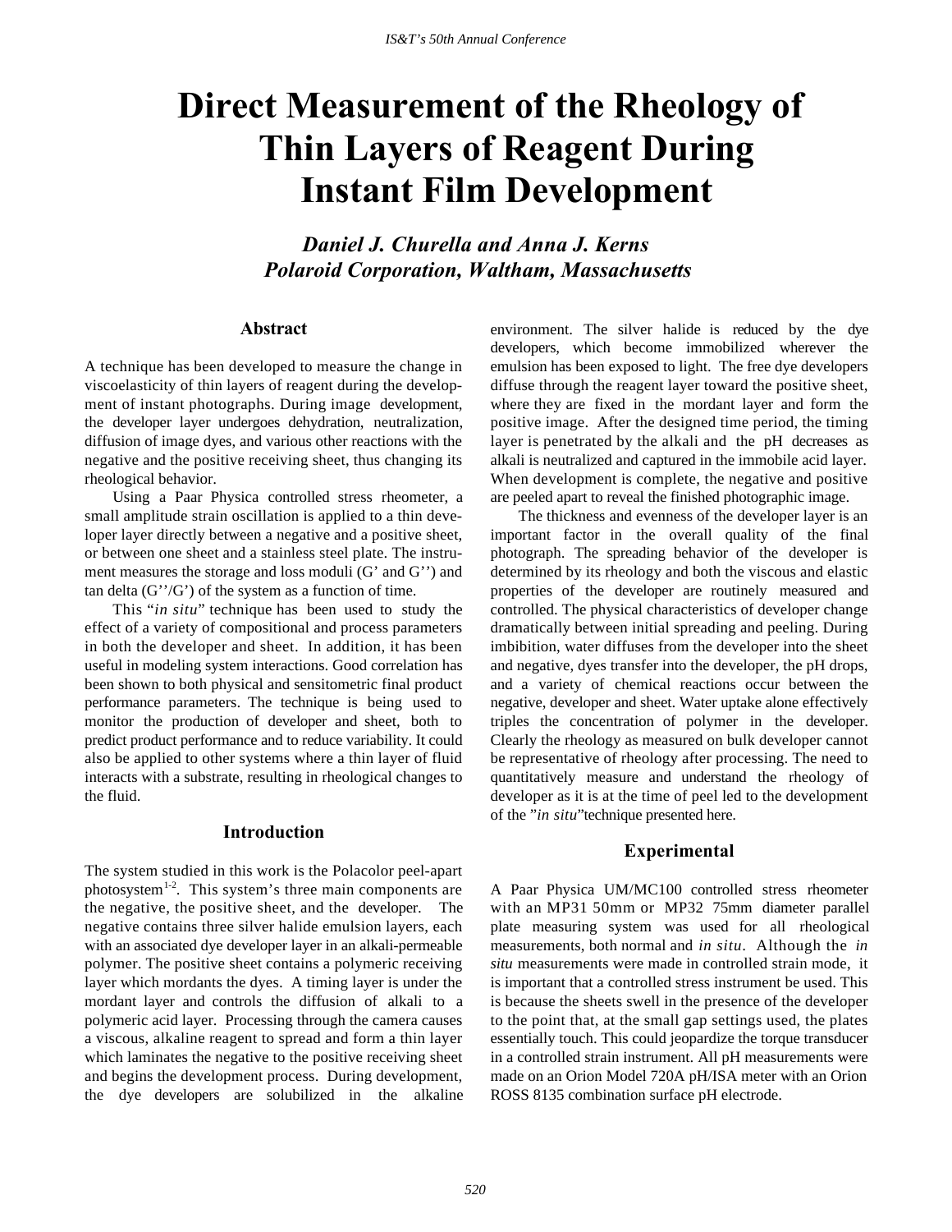# Direct Measurement of the Rheology of Thin Layers of Reagent During Instant Film Development

***Daniel J. Churella and Anna J. Kerns***
***Polaroid Corporation, Waltham, Massachusetts***

## Abstract

A technique has been developed to measure the change in viscoelasticity of thin layers of reagent during the development of instant photographs. During image development, the developer layer undergoes dehydration, neutralization, diffusion of image dyes, and various other reactions with the negative and the positive receiving sheet, thus changing its rheological behavior.

Using a Paar Physica controlled stress rheometer, a small amplitude strain oscillation is applied to a thin developer layer directly between a negative and a positive sheet, or between one sheet and a stainless steel plate. The instrument measures the storage and loss moduli (G' and G'') and tan delta (G''/G') of the system as a function of time.

This "*in situ*" technique has been used to study the effect of a variety of compositional and process parameters in both the developer and sheet. In addition, it has been useful in modeling system interactions. Good correlation has been shown to both physical and sensitometric final product performance parameters. The technique is being used to monitor the production of developer and sheet, both to predict product performance and to reduce variability. It could also be applied to other systems where a thin layer of fluid interacts with a substrate, resulting in rheological changes to the fluid.

## Introduction

The system studied in this work is the Polacolor peel-apart photosystem[1-2]. This system's three main components are the negative, the positive sheet, and the developer. The negative contains three silver halide emulsion layers, each with an associated dye developer layer in an alkali-permeable polymer. The positive sheet contains a polymeric receiving layer which mordants the dyes. A timing layer is under the mordant layer and controls the diffusion of alkali to a polymeric acid layer. Processing through the camera causes a viscous, alkaline reagent to spread and form a thin layer which laminates the negative to the positive receiving sheet and begins the development process. During development, the dye developers are solubilized in the alkaline environment. The silver halide is reduced by the dye developers, which become immobilized wherever the emulsion has been exposed to light. The free dye developers diffuse through the reagent layer toward the positive sheet, where they are fixed in the mordant layer and form the positive image. After the designed time period, the timing layer is penetrated by the alkali and the pH decreases as alkali is neutralized and captured in the immobile acid layer. When development is complete, the negative and positive are peeled apart to reveal the finished photographic image.

The thickness and evenness of the developer layer is an important factor in the overall quality of the final photograph. The spreading behavior of the developer is determined by its rheology and both the viscous and elastic properties of the developer are routinely measured and controlled. The physical characteristics of developer change dramatically between initial spreading and peeling. During imbibition, water diffuses from the developer into the sheet and negative, dyes transfer into the developer, the pH drops, and a variety of chemical reactions occur between the negative, developer and sheet. Water uptake alone effectively triples the concentration of polymer in the developer. Clearly the rheology as measured on bulk developer cannot be representative of rheology after processing. The need to quantitatively measure and understand the rheology of developer as it is at the time of peel led to the development of the "*in situ*" technique presented here.

## Experimental

A Paar Physica UM/MC100 controlled stress rheometer with an MP31 50mm or MP32 75mm diameter parallel plate measuring system was used for all rheological measurements, both normal and *in situ*. Although the *in situ* measurements were made in controlled strain mode, it is important that a controlled stress instrument be used. This is because the sheets swell in the presence of the developer to the point that, at the small gap settings used, the plates essentially touch. This could jeopardize the torque transducer in a controlled strain instrument. All pH measurements were made on an Orion Model 720A pH/ISA meter with an Orion ROSS 8135 combination surface pH electrode.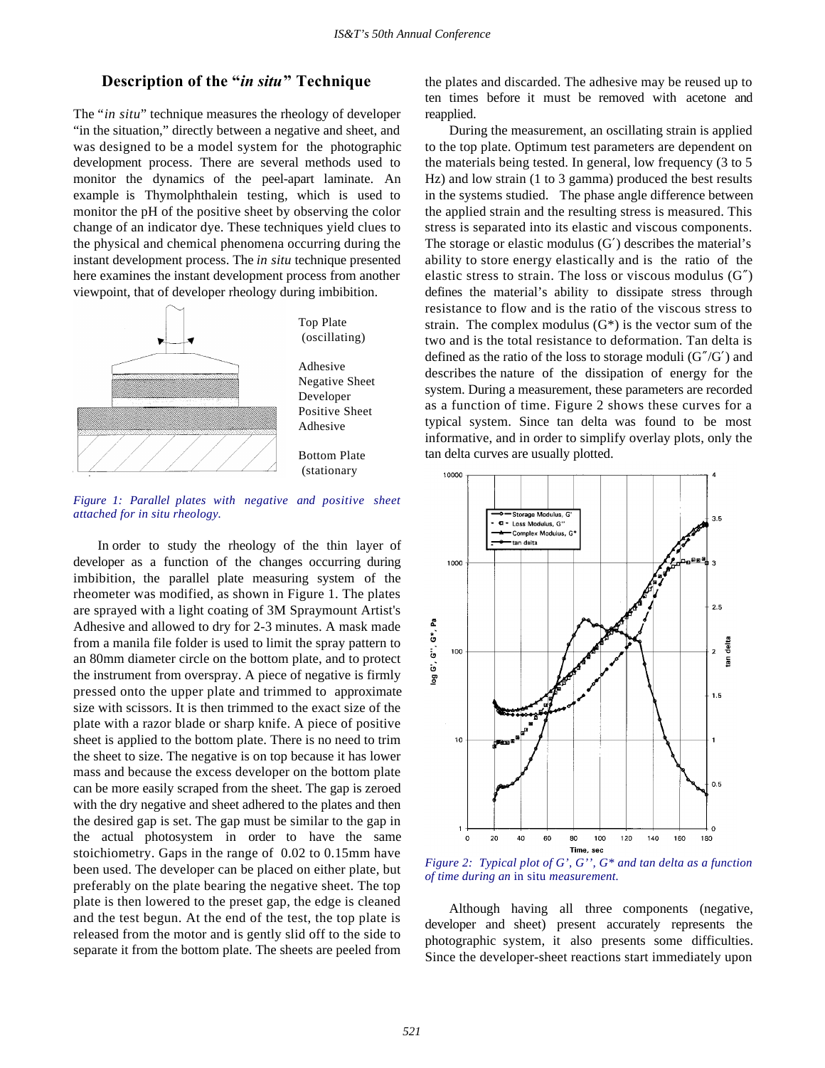## Description of the "*in situ*" Technique

The "*in situ*" technique measures the rheology of developer "in the situation," directly between a negative and sheet, and was designed to be a model system for the photographic development process. There are several methods used to monitor the dynamics of the peel-apart laminate. An example is Thymolphthalein testing, which is used to monitor the pH of the positive sheet by observing the color change of an indicator dye. These techniques yield clues to the physical and chemical phenomena occurring during the instant development process. The *in situ* technique presented here examines the instant development process from another viewpoint, that of developer rheology during imbibition.

*Figure 1: Parallel plates with negative and positive sheet attached for in situ rheology.*

In order to study the rheology of the thin layer of developer as a function of the changes occurring during imbibition, the parallel plate measuring system of the rheometer was modified, as shown in Figure 1. The plates are sprayed with a light coating of 3M Spraymount Artist's Adhesive and allowed to dry for 2-3 minutes. A mask made from a manila file folder is used to limit the spray pattern to an 80mm diameter circle on the bottom plate, and to protect the instrument from overspray. A piece of negative is firmly pressed onto the upper plate and trimmed to approximate size with scissors. It is then trimmed to the exact size of the plate with a razor blade or sharp knife. A piece of positive sheet is applied to the bottom plate. There is no need to trim the sheet to size. The negative is on top because it has lower mass and because the excess developer on the bottom plate can be more easily scraped from the sheet. The gap is zeroed with the dry negative and sheet adhered to the plates and then the desired gap is set. The gap must be similar to the gap in the actual photosystem in order to have the same stoichiometry. Gaps in the range of 0.02 to 0.15mm have been used. The developer can be placed on either plate, but preferably on the plate bearing the negative sheet. The top plate is then lowered to the preset gap, the edge is cleaned and the test begun. At the end of the test, the top plate is released from the motor and is gently slid off to the side to separate it from the bottom plate. The sheets are peeled from the plates and discarded. The adhesive may be reused up to ten times before it must be removed with acetone and reapplied.

During the measurement, an oscillating strain is applied to the top plate. Optimum test parameters are dependent on the materials being tested. In general, low frequency (3 to 5 Hz) and low strain (1 to 3 gamma) produced the best results in the systems studied. The phase angle difference between the applied strain and the resulting stress is measured. This stress is separated into its elastic and viscous components. The storage or elastic modulus (G′) describes the material's ability to store energy elastically and is the ratio of the elastic stress to strain. The loss or viscous modulus (G″) defines the material's ability to dissipate stress through resistance to flow and is the ratio of the viscous stress to strain. The complex modulus (G*) is the vector sum of the two and is the total resistance to deformation. Tan delta is defined as the ratio of the loss to storage moduli (G″/G′) and describes the nature of the dissipation of energy for the system. During a measurement, these parameters are recorded as a function of time. Figure 2 shows these curves for a typical system. Since tan delta was found to be most informative, and in order to simplify overlay plots, only the tan delta curves are usually plotted.

*Figure 2: Typical plot of G', G'', G\* and tan delta as a function of time during an* in situ *measurement.*

Although having all three components (negative, developer and sheet) present accurately represents the photographic system, it also presents some difficulties. Since the developer-sheet reactions start immediately upon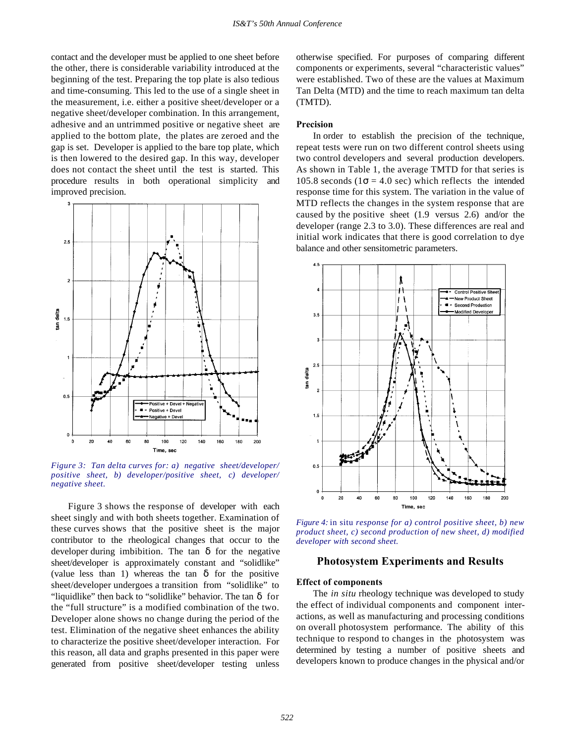contact and the developer must be applied to one sheet before the other, there is considerable variability introduced at the beginning of the test. Preparing the top plate is also tedious and time-consuming. This led to the use of a single sheet in the measurement, i.e. either a positive sheet/developer or a negative sheet/developer combination. In this arrangement, adhesive and an untrimmed positive or negative sheet are applied to the bottom plate, the plates are zeroed and the gap is set. Developer is applied to the bare top plate, which is then lowered to the desired gap. In this way, developer does not contact the sheet until the test is started. This procedure results in both operational simplicity and improved precision.

*Figure 3: Tan delta curves for: a) negative sheet/developer/ positive sheet, b) developer/positive sheet, c) developer/ negative sheet.*

Figure 3 shows the response of developer with each sheet singly and with both sheets together. Examination of these curves shows that the positive sheet is the major contributor to the rheological changes that occur to the developer during imbibition. The tan $\delta$ for the negative sheet/developer is approximately constant and "solidlike" (value less than 1) whereas the tan $\delta$ for the positive sheet/developer undergoes a transition from "solidlike" to "liquidlike" then back to "solidlike" behavior. The tan $\delta$ for the "full structure" is a modified combination of the two. Developer alone shows no change during the period of the test. Elimination of the negative sheet enhances the ability to characterize the positive sheet/developer interaction. For this reason, all data and graphs presented in this paper were generated from positive sheet/developer testing unless otherwise specified. For purposes of comparing different components or experiments, several "characteristic values" were established. Two of these are the values at Maximum Tan Delta (MTD) and the time to reach maximum tan delta (TMTD).

#### Precision

In order to establish the precision of the technique, repeat tests were run on two different control sheets using two control developers and several production developers. As shown in Table 1, the average TMTD for that series is 105.8 seconds ($1\sigma$ = 4.0 sec) which reflects the intended response time for this system. The variation in the value of MTD reflects the changes in the system response that are caused by the positive sheet (1.9 versus 2.6) and/or the developer (range 2.3 to 3.0). These differences are real and initial work indicates that there is good correlation to dye balance and other sensitometric parameters.

*Figure 4:* in situ *response for a) control positive sheet, b) new product sheet, c) second production of new sheet, d) modified developer with second sheet.*

## Photosystem Experiments and Results

#### Effect of components

The *in situ* rheology technique was developed to study the effect of individual components and component interactions, as well as manufacturing and processing conditions on overall photosystem performance. The ability of this technique to respond to changes in the photosystem was determined by testing a number of positive sheets and developers known to produce changes in the physical and/or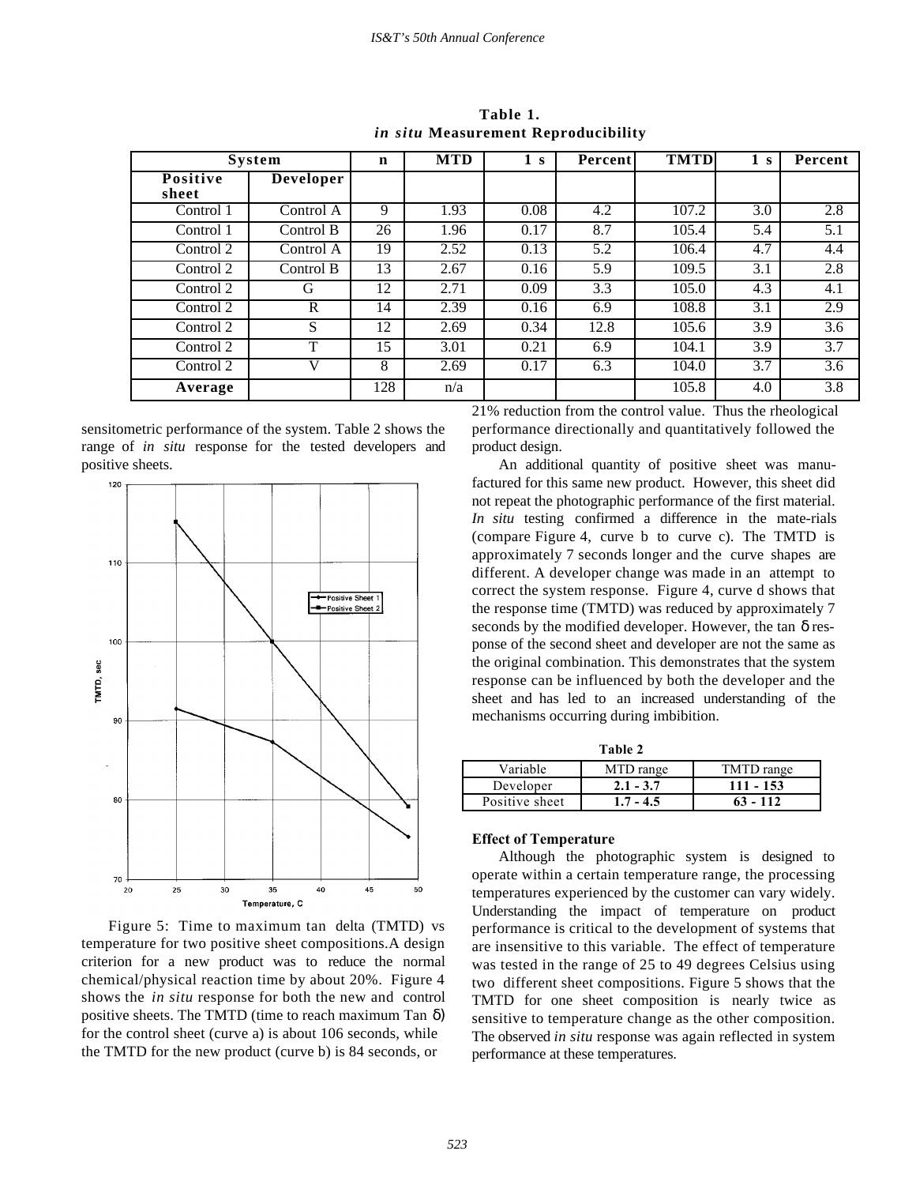**Table 1.**
***in situ* Measurement Reproducibility**

| System | | n | MTD | 1 s | Percent | TMTD | 1 s | Percent |
|---|---|---|---|---|---|---|---|---|
| **Positive sheet** | **Developer** | | | | | | | |
| Control 1 | Control A | 9 | 1.93 | 0.08 | 4.2 | 107.2 | 3.0 | 2.8 |
| Control 1 | Control B | 26 | 1.96 | 0.17 | 8.7 | 105.4 | 5.4 | 5.1 |
| Control 2 | Control A | 19 | 2.52 | 0.13 | 5.2 | 106.4 | 4.7 | 4.4 |
| Control 2 | Control B | 13 | 2.67 | 0.16 | 5.9 | 109.5 | 3.1 | 2.8 |
| Control 2 | G | 12 | 2.71 | 0.09 | 3.3 | 105.0 | 4.3 | 4.1 |
| Control 2 | R | 14 | 2.39 | 0.16 | 6.9 | 108.8 | 3.1 | 2.9 |
| Control 2 | S | 12 | 2.69 | 0.34 | 12.8 | 105.6 | 3.9 | 3.6 |
| Control 2 | T | 15 | 3.01 | 0.21 | 6.9 | 104.1 | 3.9 | 3.7 |
| Control 2 | V | 8 | 2.69 | 0.17 | 6.3 | 104.0 | 3.7 | 3.6 |
| **Average** | | 128 | n/a | | | 105.8 | 4.0 | 3.8 |

sensitometric performance of the system. Table 2 shows the range of *in situ* response for the tested developers and positive sheets.

Figure 5: Time to maximum tan delta (TMTD) vs temperature for two positive sheet compositions.

A design criterion for a new product was to reduce the normal chemical/physical reaction time by about 20%. Figure 4 shows the *in situ* response for both the new and control positive sheets. The TMTD (time to reach maximum Tan $\delta$) for the control sheet (curve a) is about 106 seconds, while the TMTD for the new product (curve b) is 84 seconds, or 21% reduction from the control value. Thus the rheological performance directionally and quantitatively followed the product design.

An additional quantity of positive sheet was manufactured for this same new product. However, this sheet did not repeat the photographic performance of the first material. *In situ* testing confirmed a difference in the mate-rials (compare Figure 4, curve b to curve c). The TMTD is approximately 7 seconds longer and the curve shapes are different. A developer change was made in an attempt to correct the system response. Figure 4, curve d shows that the response time (TMTD) was reduced by approximately 7 seconds by the modified developer. However, the tan $\delta$ response of the second sheet and developer are not the same as the original combination. This demonstrates that the system response can be influenced by both the developer and the sheet and has led to an increased understanding of the mechanisms occurring during imbibition.

**Table 2**

| Variable | MTD range | TMTD range |
|---|---|---|
| Developer | **2.1 - 3.7** | **111 - 153** |
| Positive sheet | **1.7 - 4.5** | **63 - 112** |

### Effect of Temperature

Although the photographic system is designed to operate within a certain temperature range, the processing temperatures experienced by the customer can vary widely. Understanding the impact of temperature on product performance is critical to the development of systems that are insensitive to this variable. The effect of temperature was tested in the range of 25 to 49 degrees Celsius using two different sheet compositions. Figure 5 shows that the TMTD for one sheet composition is nearly twice as sensitive to temperature change as the other composition. The observed *in situ* response was again reflected in system performance at these temperatures.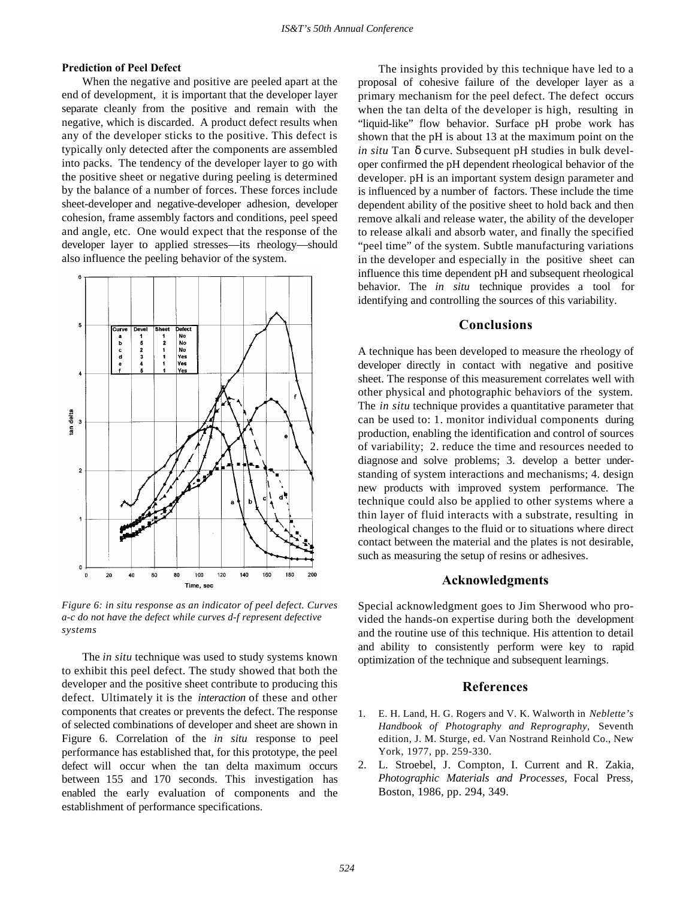## Prediction of Peel Defect

When the negative and positive are peeled apart at the end of development, it is important that the developer layer separate cleanly from the positive and remain with the negative, which is discarded. A product defect results when any of the developer sticks to the positive. This defect is typically only detected after the components are assembled into packs. The tendency of the developer layer to go with the positive sheet or negative during peeling is determined by the balance of a number of forces. These forces include sheet-developer and negative-developer adhesion, developer cohesion, frame assembly factors and conditions, peel speed and angle, etc. One would expect that the response of the developer layer to applied stresses—its rheology—should also influence the peeling behavior of the system.

tan delta

Time, sec

0 20 40 60 80 100 120 140 160 180 200

0 1 2 3 4 5 6

| Curve | Devel | Sheet | Defect |
|---|---|---|---|
| a | 1 | 1 | No |
| b | 5 | 2 | No |
| c | 2 | 1 | No |
| d | 3 | 1 | Yes |
| e | 4 | 1 | Yes |
| f | 5 | 1 | Yes |

a b c d e f

*Figure 6: in situ response as an indicator of peel defect. Curves a-c do not have the defect while curves d-f represent defective systems*

The *in situ* technique was used to study systems known to exhibit this peel defect. The study showed that both the developer and the positive sheet contribute to producing this defect. Ultimately it is the *interaction* of these and other components that creates or prevents the defect. The response of selected combinations of developer and sheet are shown in Figure 6. Correlation of the *in situ* response to peel performance has established that, for this prototype, the peel defect will occur when the tan delta maximum occurs between 155 and 170 seconds. This investigation has enabled the early evaluation of components and the establishment of performance specifications.

The insights provided by this technique have led to a proposal of cohesive failure of the developer layer as a primary mechanism for the peel defect. The defect occurs when the tan delta of the developer is high, resulting in "liquid-like" flow behavior. Surface pH probe work has shown that the pH is about 13 at the maximum point on the *in situ* Tan $\delta$ curve. Subsequent pH studies in bulk developer confirmed the pH dependent rheological behavior of the developer. pH is an important system design parameter and is influenced by a number of factors. These include the time dependent ability of the positive sheet to hold back and then remove alkali and release water, the ability of the developer to release alkali and absorb water, and finally the specified "peel time" of the system. Subtle manufacturing variations in the developer and especially in the positive sheet can influence this time dependent pH and subsequent rheological behavior. The *in situ* technique provides a tool for identifying and controlling the sources of this variability.

## Conclusions

A technique has been developed to measure the rheology of developer directly in contact with negative and positive sheet. The response of this measurement correlates well with other physical and photographic behaviors of the system. The *in situ* technique provides a quantitative parameter that can be used to: 1. monitor individual components during production, enabling the identification and control of sources of variability; 2. reduce the time and resources needed to diagnose and solve problems; 3. develop a better understanding of system interactions and mechanisms; 4. design new products with improved system performance. The technique could also be applied to other systems where a thin layer of fluid interacts with a substrate, resulting in rheological changes to the fluid or to situations where direct contact between the material and the plates is not desirable, such as measuring the setup of resins or adhesives.

## Acknowledgments

Special acknowledgment goes to Jim Sherwood who provided the hands-on expertise during both the development and the routine use of this technique. His attention to detail and ability to consistently perform were key to rapid optimization of the technique and subsequent learnings.

## References

1. E. H. Land, H. G. Rogers and V. K. Walworth in *Neblette's Handbook of Photography and Reprography,* Seventh edition, J. M. Sturge, ed. Van Nostrand Reinhold Co., New York, 1977, pp. 259-330.
2. L. Stroebel, J. Compton, I. Current and R. Zakia, *Photographic Materials and Processes,* Focal Press, Boston, 1986, pp. 294, 349.